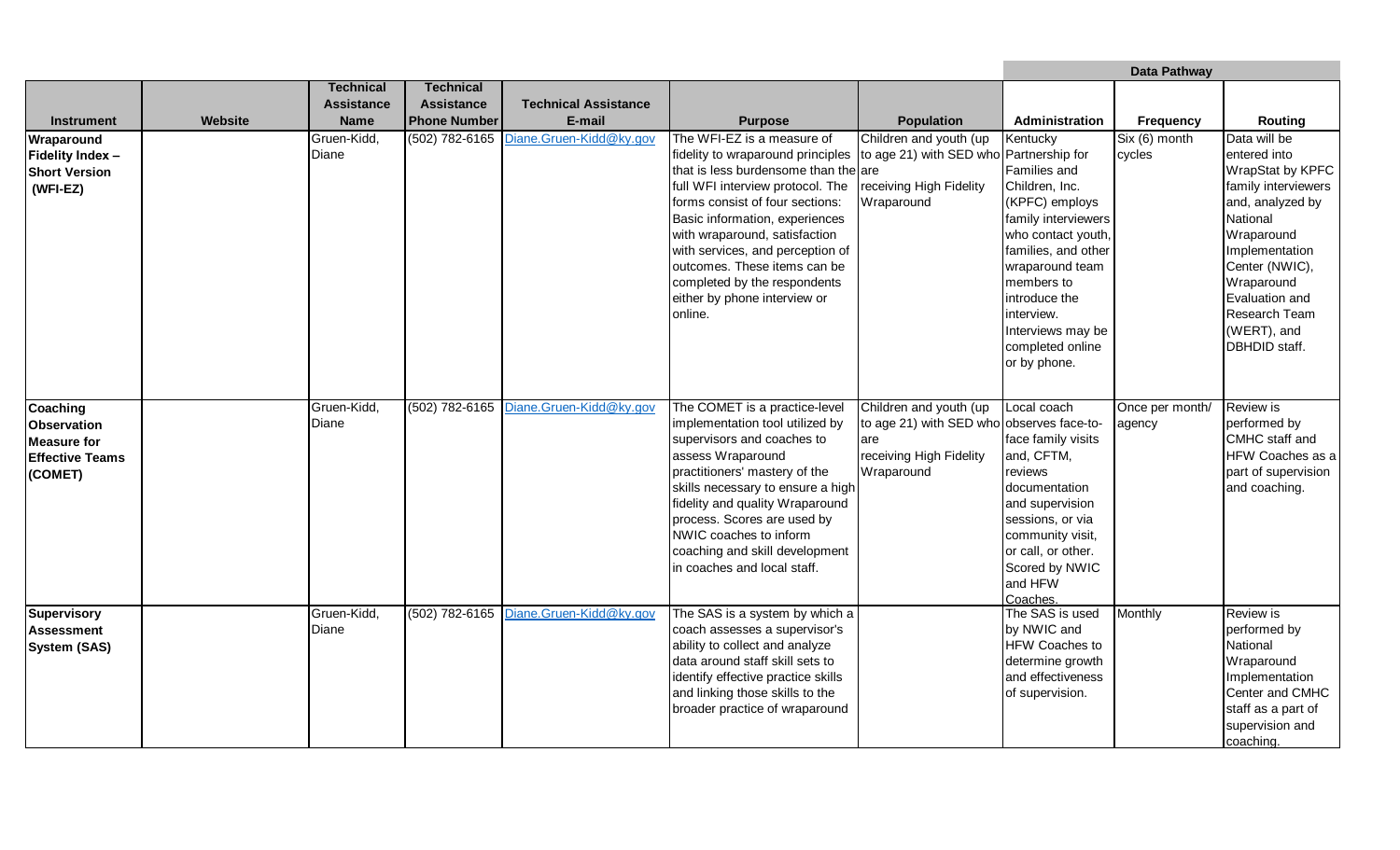| Instrument | Website | Technical Assistance Name | Technical Assistance Phone Number | Technical Assistance E-mail | Purpose | Population | Data Pathway Administration | Frequency | Routing |
|---|---|---|---|---|---|---|---|---|---|
| **Wraparound Fidelity Index – Short Version (WFI-EZ)** | | Gruen-Kidd, Diane | (502) 782-6165 | Diane.Gruen-Kidd@ky.gov | The WFI-EZ is a measure of fidelity to wraparound principles that is less burdensome than the full WFI interview protocol. The forms consist of four sections: Basic information, experiences with wraparound, satisfaction with services, and perception of outcomes. These items can be completed by the respondents either by phone interview or online. | Children and youth (up to age 21) with SED who are receiving High Fidelity Wraparound | Kentucky Partnership for Families and Children, Inc. (KPFC) employs family interviewers who contact youth, families, and other wraparound team members to introduce the interview. Interviews may be completed online or by phone. | Six (6) month cycles | Data will be entered into WrapStat by KPFC family interviewers and, analyzed by National Wraparound Implementation Center (NWIC), Wraparound Evaluation and Research Team (WERT), and DBHDID staff. |
| **Coaching Observation Measure for Effective Teams (COMET)** | | Gruen-Kidd, Diane | (502) 782-6165 | Diane.Gruen-Kidd@ky.gov | The COMET is a practice-level implementation tool utilized by supervisors and coaches to assess Wraparound practitioners' mastery of the skills necessary to ensure a high fidelity and quality Wraparound process. Scores are used by NWIC coaches to inform coaching and skill development in coaches and local staff. | Children and youth (up to age 21) with SED who are receiving High Fidelity Wraparound | Local coach observes face-to-face family visits and, CFTM, reviews documentation and supervision sessions, or via community visit, or call, or other. Scored by NWIC and HFW Coaches. | Once per month/ agency | Review is performed by CMHC staff and HFW Coaches as a part of supervision and coaching. |
| **Supervisory Assessment System (SAS)** | | Gruen-Kidd, Diane | (502) 782-6165 | Diane.Gruen-Kidd@ky.gov | The SAS is a system by which a coach assesses a supervisor's ability to collect and analyze data around staff skill sets to identify effective practice skills and linking those skills to the broader practice of wraparound | | The SAS is used by NWIC and HFW Coaches to determine growth and effectiveness of supervision. | Monthly | Review is performed by National Wraparound Implementation Center and CMHC staff as a part of supervision and coaching. |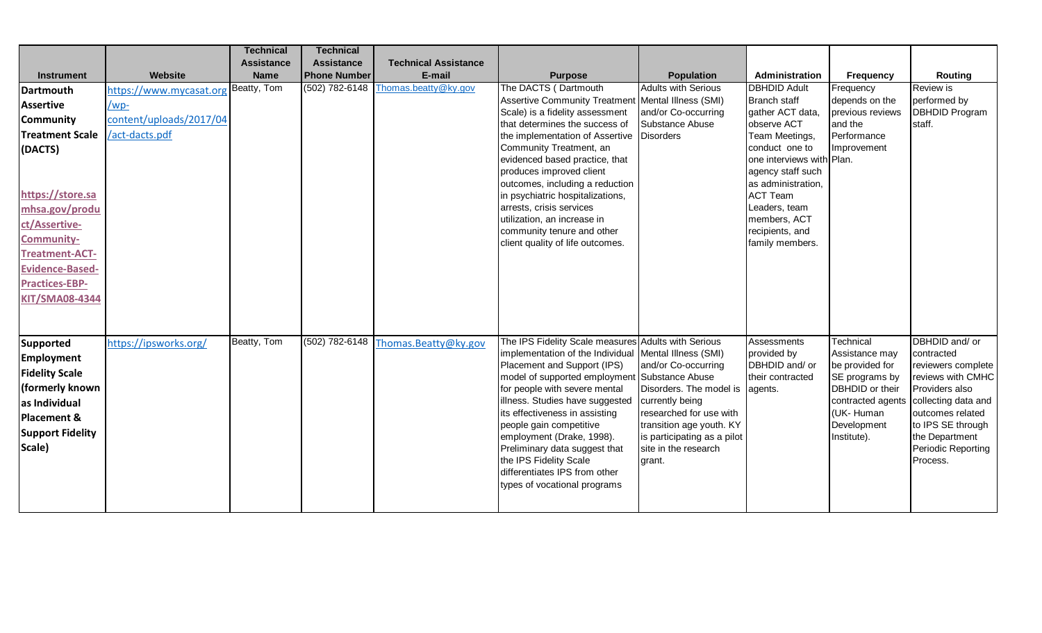| Instrument | Website | Technical Assistance Name | Technical Assistance Phone Number | Technical Assistance E-mail | Purpose | Population | Administration | Frequency | Routing |
|---|---|---|---|---|---|---|---|---|---|
| **Dartmouth Assertive Community Treatment Scale (DACTS)** **https://store.samhsa.gov/product/Assertive-Community-Treatment-ACT-Evidence-Based-Practices-EBP-KIT/SMA08-4344** | https://www.mycasat.org/wp-content/uploads/2017/04/act-dacts.pdf | Beatty, Tom | (502) 782-6148 | Thomas.beatty@ky.gov | The DACTS ( Dartmouth Assertive Community Treatment Scale) is a fidelity assessment that determines the success of the implementation of Assertive Community Treatment, an evidenced based practice, that produces improved client outcomes, including a reduction in psychiatric hospitalizations, arrests, crisis services utilization, an increase in community tenure and other client quality of life outcomes. | Adults with Serious Mental Illness (SMI) and/or Co-occurring Substance Abuse Disorders | DBHDID Adult Branch staff gather ACT data, observe ACT Team Meetings, conduct one to one interviews with agency staff such as administration, ACT Team Leaders, team members, ACT recipients, and family members. | Frequency depends on the previous reviews and the Performance Improvement Plan. | Review is performed by DBHDID Program staff. |
| **Supported Employment Fidelity Scale (formerly known as Individual Placement & Support Fidelity Scale)** | https://ipsworks.org/ | Beatty, Tom | (502) 782-6148 | Thomas.Beatty@ky.gov | The IPS Fidelity Scale measures implementation of the Individual Placement and Support (IPS) model of supported employment for people with severe mental illness. Studies have suggested its effectiveness in assisting people gain competitive employment (Drake, 1998). Preliminary data suggest that the IPS Fidelity Scale differentiates IPS from other types of vocational programs | Adults with Serious Mental Illness (SMI) and/or Co-occurring Substance Abuse Disorders. The model is currently being researched for use with transition age youth. KY is participating as a pilot site in the research grant. | Assessments provided by DBHDID and/ or their contracted agents. | Technical Assistance may be provided for SE programs by DBHDID or their contracted agents (UK- Human Development Institute). | DBHDID and/ or contracted reviewers complete reviews with CMHC Providers also collecting data and outcomes related to IPS SE through the Department Periodic Reporting Process. |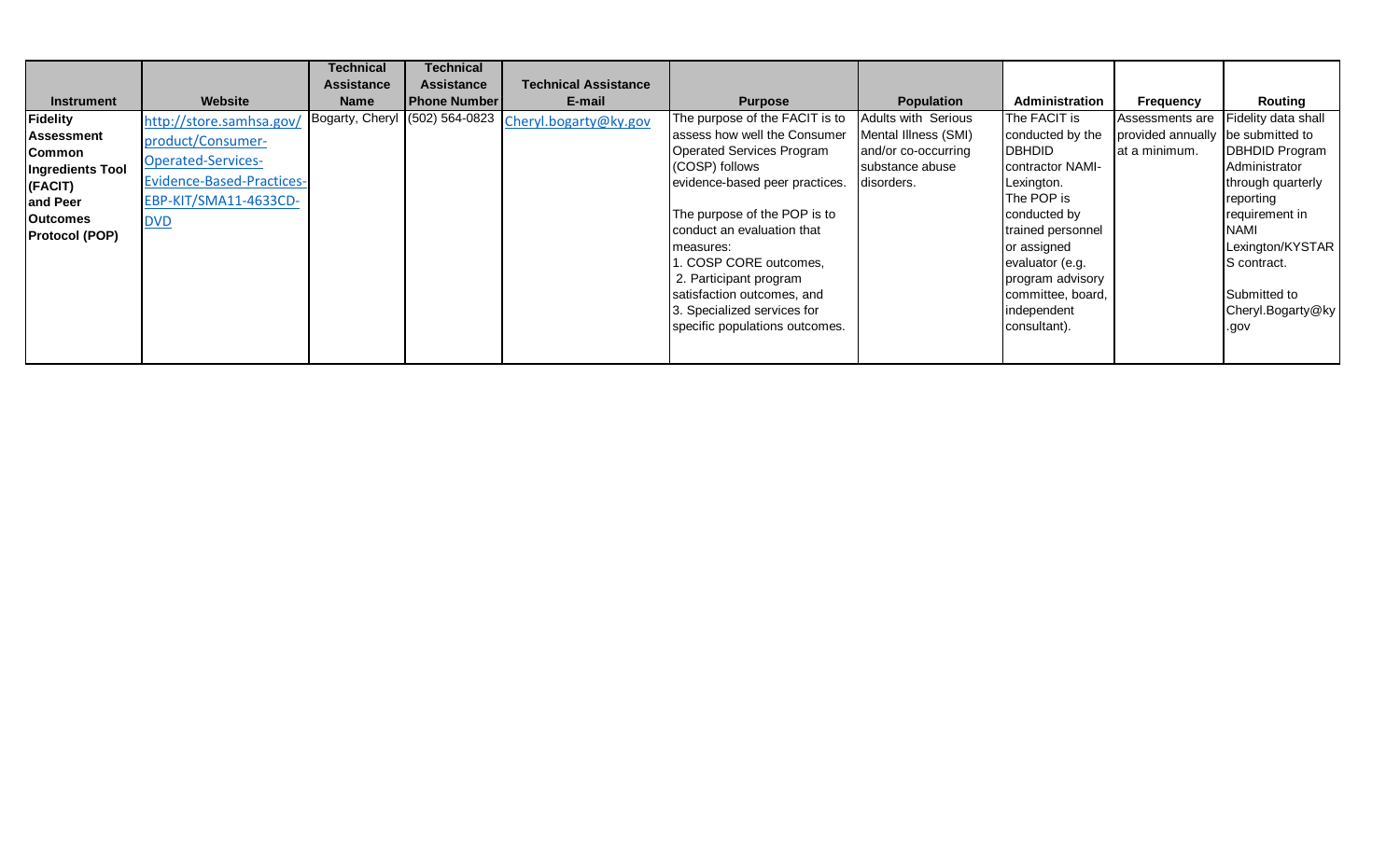| Instrument | Website | Technical Assistance Name | Technical Assistance Phone Number | Technical Assistance E-mail | Purpose | Population | Administration | Frequency | Routing |
|---|---|---|---|---|---|---|---|---|---|
| **Fidelity Assessment Common Ingredients Tool (FACIT) and Peer Outcomes Protocol (POP)** | http://store.samhsa.gov/product/Consumer-Operated-Services-Evidence-Based-Practices-EBP-KIT/SMA11-4633CD-DVD | Bogarty, Cheryl | (502) 564-0823 | Cheryl.bogarty@ky.gov | The purpose of the FACIT is to assess how well the Consumer Operated Services Program (COSP) follows evidence-based peer practices.<br><br>The purpose of the POP is to conduct an evaluation that measures:<br>1. COSP CORE outcomes,<br>2. Participant program satisfaction outcomes, and<br>3. Specialized services for specific populations outcomes. | Adults with Serious Mental Illness (SMI) and/or co-occurring substance abuse disorders. | The FACIT is conducted by the DBHDID contractor NAMI-Lexington.<br>The POP is conducted by trained personnel or assigned evaluator (e.g. program advisory committee, board, independent consultant). | Assessments are provided annually at a minimum. | Fidelity data shall be submitted to DBHDID Program Administrator through quarterly reporting requirement in NAMI Lexington/KYSTARS contract.<br><br>Submitted to Cheryl.Bogarty@ky.gov |